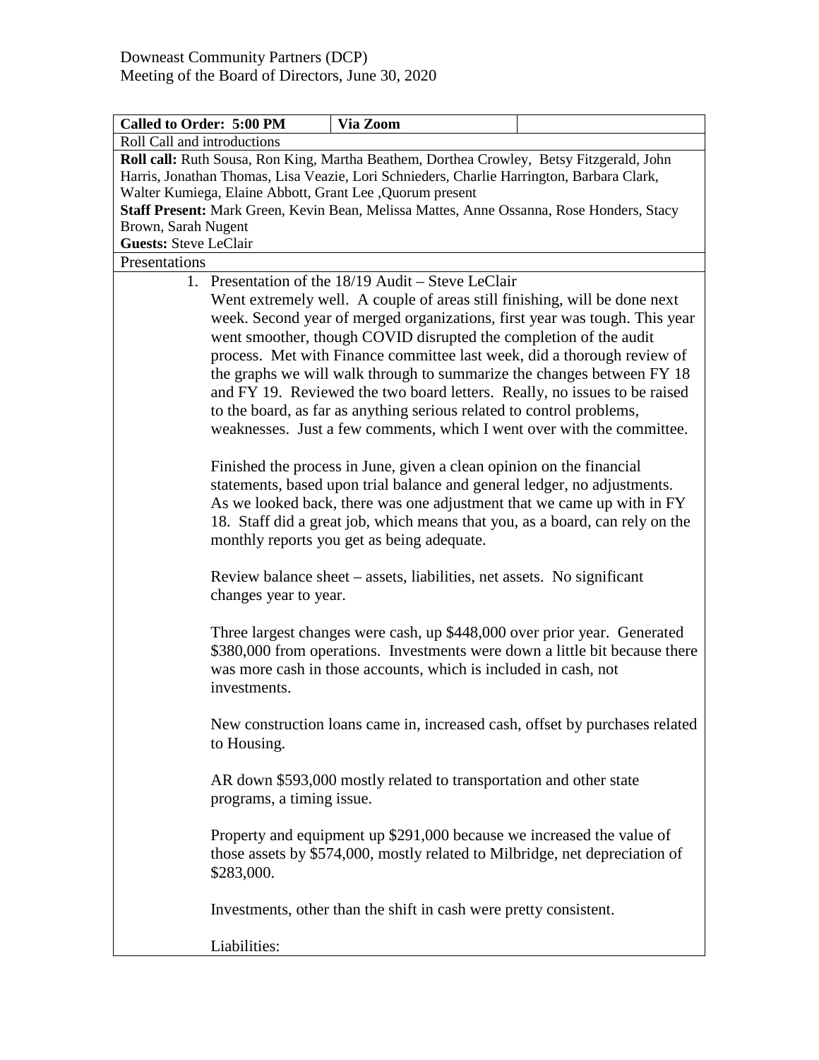Downeast Community Partners (DCP)
Meeting of the Board of Directors, June 30, 2020

| Called to Order: 5:00 PM | Via Zoom | |
|---|---|---|

Roll Call and introductions

**Roll call:** Ruth Sousa, Ron King, Martha Beathem, Dorthea Crowley, Betsy Fitzgerald, John Harris, Jonathan Thomas, Lisa Veazie, Lori Schnieders, Charlie Harrington, Barbara Clark, Walter Kumiega, Elaine Abbott, Grant Lee ,Quorum present
**Staff Present:** Mark Green, Kevin Bean, Melissa Mattes, Anne Ossanna, Rose Honders, Stacy Brown, Sarah Nugent
**Guests:** Steve LeClair

Presentations

1. Presentation of the 18/19 Audit – Steve LeClair
   Went extremely well. A couple of areas still finishing, will be done next week. Second year of merged organizations, first year was tough. This year went smoother, though COVID disrupted the completion of the audit process. Met with Finance committee last week, did a thorough review of the graphs we will walk through to summarize the changes between FY 18 and FY 19. Reviewed the two board letters. Really, no issues to be raised to the board, as far as anything serious related to control problems, weaknesses. Just a few comments, which I went over with the committee.

   Finished the process in June, given a clean opinion on the financial statements, based upon trial balance and general ledger, no adjustments. As we looked back, there was one adjustment that we came up with in FY 18. Staff did a great job, which means that you, as a board, can rely on the monthly reports you get as being adequate.

   Review balance sheet – assets, liabilities, net assets. No significant changes year to year.

   Three largest changes were cash, up $448,000 over prior year. Generated $380,000 from operations. Investments were down a little bit because there was more cash in those accounts, which is included in cash, not investments.

   New construction loans came in, increased cash, offset by purchases related to Housing.

   AR down $593,000 mostly related to transportation and other state programs, a timing issue.

   Property and equipment up $291,000 because we increased the value of those assets by $574,000, mostly related to Milbridge, net depreciation of $283,000.

   Investments, other than the shift in cash were pretty consistent.

   Liabilities: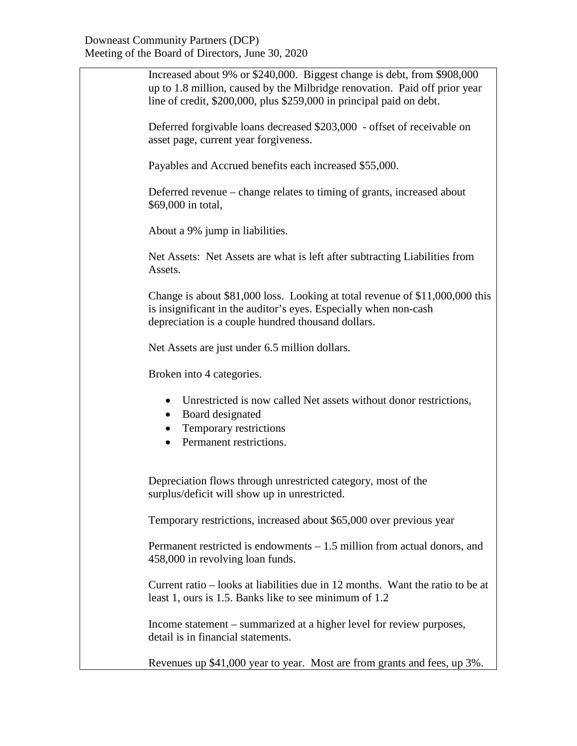Increased about 9% or $240,000. Biggest change is debt, from $908,000 up to 1.8 million, caused by the Milbridge renovation. Paid off prior year line of credit, $200,000, plus $259,000 in principal paid on debt.

Deferred forgivable loans decreased $203,000 - offset of receivable on asset page, current year forgiveness.

Payables and Accrued benefits each increased $55,000.

Deferred revenue – change relates to timing of grants, increased about $69,000 in total,

About a 9% jump in liabilities.

Net Assets: Net Assets are what is left after subtracting Liabilities from Assets.

Change is about $81,000 loss. Looking at total revenue of $11,000,000 this is insignificant in the auditor's eyes. Especially when non-cash depreciation is a couple hundred thousand dollars.

Net Assets are just under 6.5 million dollars.

Broken into 4 categories.

- Unrestricted is now called Net assets without donor restrictions,
- Board designated
- Temporary restrictions
- Permanent restrictions.

Depreciation flows through unrestricted category, most of the surplus/deficit will show up in unrestricted.

Temporary restrictions, increased about $65,000 over previous year

Permanent restricted is endowments – 1.5 million from actual donors, and 458,000 in revolving loan funds.

Current ratio – looks at liabilities due in 12 months. Want the ratio to be at least 1, ours is 1.5. Banks like to see minimum of 1.2

Income statement – summarized at a higher level for review purposes, detail is in financial statements.

Revenues up $41,000 year to year. Most are from grants and fees, up 3%.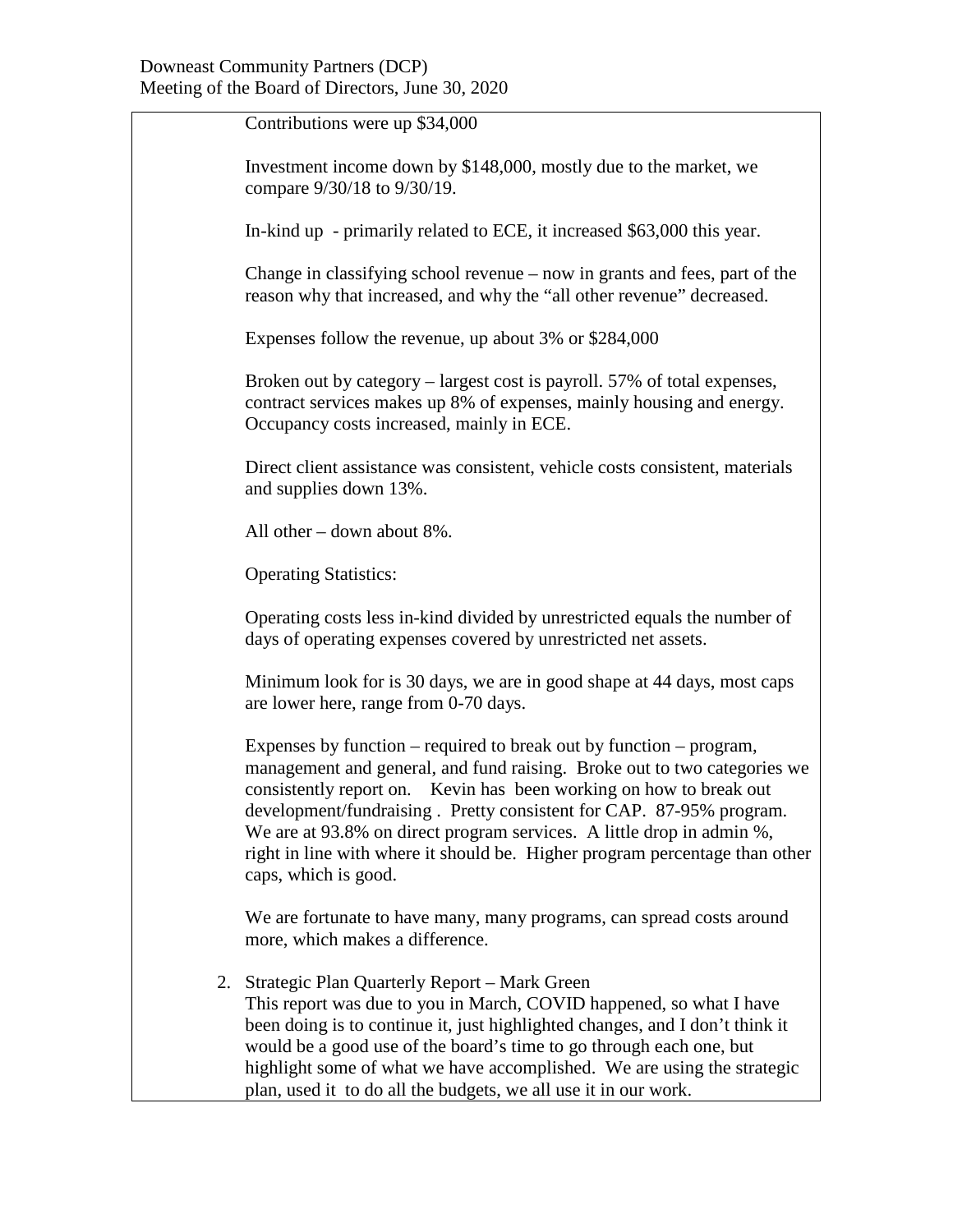Contributions were up $34,000

Investment income down by $148,000, mostly due to the market, we compare 9/30/18 to 9/30/19.

In-kind up - primarily related to ECE, it increased $63,000 this year.

Change in classifying school revenue – now in grants and fees, part of the reason why that increased, and why the "all other revenue" decreased.

Expenses follow the revenue, up about 3% or $284,000

Broken out by category – largest cost is payroll. 57% of total expenses, contract services makes up 8% of expenses, mainly housing and energy. Occupancy costs increased, mainly in ECE.

Direct client assistance was consistent, vehicle costs consistent, materials and supplies down 13%.

All other – down about 8%.

Operating Statistics:

Operating costs less in-kind divided by unrestricted equals the number of days of operating expenses covered by unrestricted net assets.

Minimum look for is 30 days, we are in good shape at 44 days, most caps are lower here, range from 0-70 days.

Expenses by function – required to break out by function – program, management and general, and fund raising. Broke out to two categories we consistently report on. Kevin has been working on how to break out development/fundraising . Pretty consistent for CAP. 87-95% program. We are at 93.8% on direct program services. A little drop in admin %, right in line with where it should be. Higher program percentage than other caps, which is good.

We are fortunate to have many, many programs, can spread costs around more, which makes a difference.

2. Strategic Plan Quarterly Report – Mark Green
   This report was due to you in March, COVID happened, so what I have been doing is to continue it, just highlighted changes, and I don't think it would be a good use of the board's time to go through each one, but highlight some of what we have accomplished. We are using the strategic plan, used it to do all the budgets, we all use it in our work.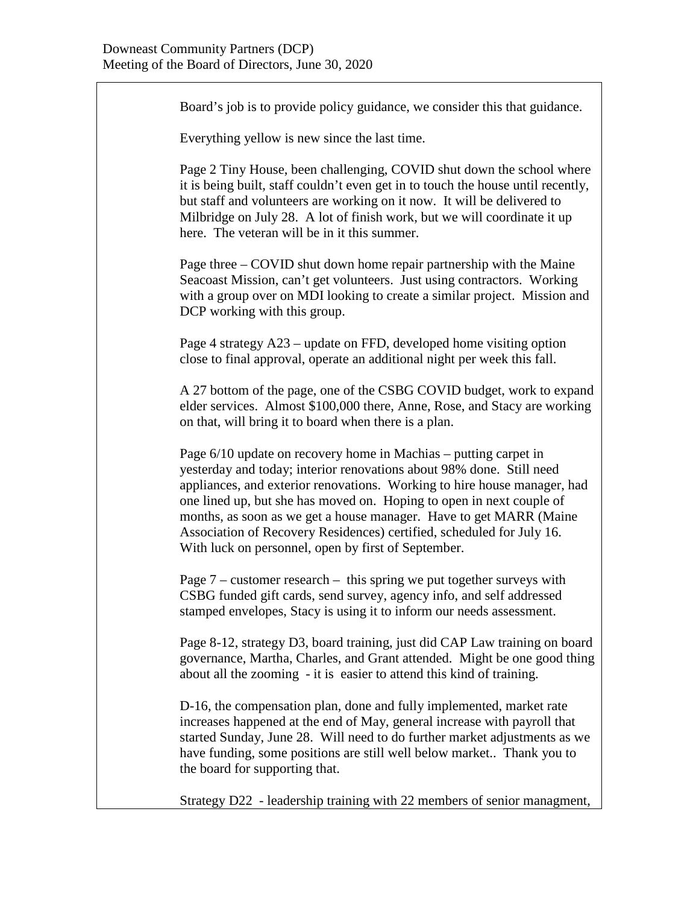Board's job is to provide policy guidance, we consider this that guidance.

Everything yellow is new since the last time.

Page 2 Tiny House, been challenging, COVID shut down the school where it is being built, staff couldn't even get in to touch the house until recently, but staff and volunteers are working on it now. It will be delivered to Milbridge on July 28. A lot of finish work, but we will coordinate it up here. The veteran will be in it this summer.

Page three – COVID shut down home repair partnership with the Maine Seacoast Mission, can't get volunteers. Just using contractors. Working with a group over on MDI looking to create a similar project. Mission and DCP working with this group.

Page 4 strategy A23 – update on FFD, developed home visiting option close to final approval, operate an additional night per week this fall.

A 27 bottom of the page, one of the CSBG COVID budget, work to expand elder services. Almost $100,000 there, Anne, Rose, and Stacy are working on that, will bring it to board when there is a plan.

Page 6/10 update on recovery home in Machias – putting carpet in yesterday and today; interior renovations about 98% done. Still need appliances, and exterior renovations. Working to hire house manager, had one lined up, but she has moved on. Hoping to open in next couple of months, as soon as we get a house manager. Have to get MARR (Maine Association of Recovery Residences) certified, scheduled for July 16. With luck on personnel, open by first of September.

Page 7 – customer research – this spring we put together surveys with CSBG funded gift cards, send survey, agency info, and self addressed stamped envelopes, Stacy is using it to inform our needs assessment.

Page 8-12, strategy D3, board training, just did CAP Law training on board governance, Martha, Charles, and Grant attended. Might be one good thing about all the zooming - it is easier to attend this kind of training.

D-16, the compensation plan, done and fully implemented, market rate increases happened at the end of May, general increase with payroll that started Sunday, June 28. Will need to do further market adjustments as we have funding, some positions are still well below market.. Thank you to the board for supporting that.

Strategy D22 - leadership training with 22 members of senior managment,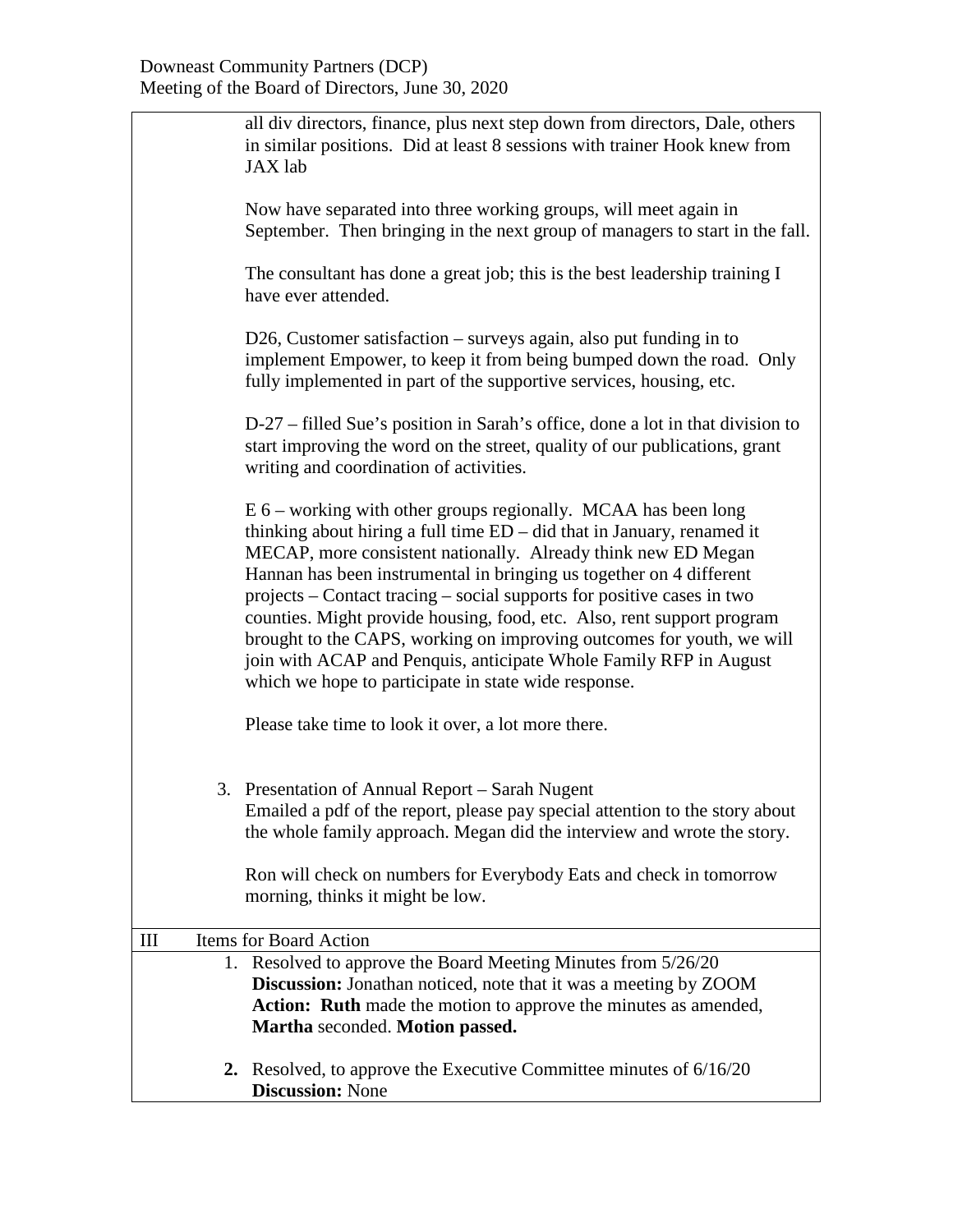all div directors, finance, plus next step down from directors, Dale, others in similar positions. Did at least 8 sessions with trainer Hook knew from JAX lab

Now have separated into three working groups, will meet again in September. Then bringing in the next group of managers to start in the fall.

The consultant has done a great job; this is the best leadership training I have ever attended.

D26, Customer satisfaction – surveys again, also put funding in to implement Empower, to keep it from being bumped down the road. Only fully implemented in part of the supportive services, housing, etc.

D-27 – filled Sue's position in Sarah's office, done a lot in that division to start improving the word on the street, quality of our publications, grant writing and coordination of activities.

E 6 – working with other groups regionally. MCAA has been long thinking about hiring a full time ED – did that in January, renamed it MECAP, more consistent nationally. Already think new ED Megan Hannan has been instrumental in bringing us together on 4 different projects – Contact tracing – social supports for positive cases in two counties. Might provide housing, food, etc. Also, rent support program brought to the CAPS, working on improving outcomes for youth, we will join with ACAP and Penquis, anticipate Whole Family RFP in August which we hope to participate in state wide response.

Please take time to look it over, a lot more there.

3. Presentation of Annual Report – Sarah Nugent
   Emailed a pdf of the report, please pay special attention to the story about the whole family approach. Megan did the interview and wrote the story.

   Ron will check on numbers for Everybody Eats and check in tomorrow morning, thinks it might be low.

## III Items for Board Action

1. Resolved to approve the Board Meeting Minutes from 5/26/20
   **Discussion:** Jonathan noticed, note that it was a meeting by ZOOM
   **Action: Ruth** made the motion to approve the minutes as amended, **Martha** seconded. **Motion passed.**

2. Resolved, to approve the Executive Committee minutes of 6/16/20
   **Discussion:** None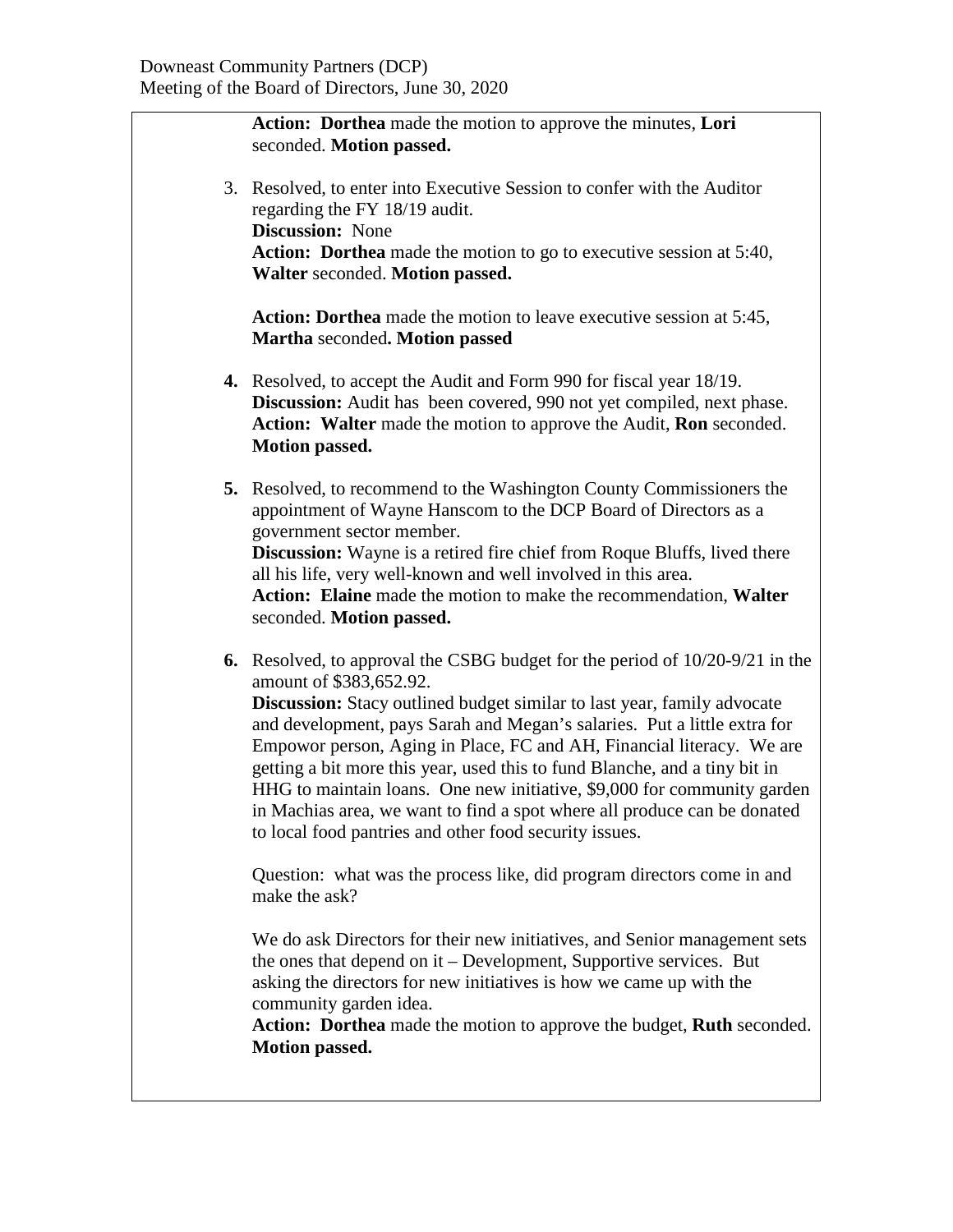**Action: Dorthea** made the motion to approve the minutes, **Lori** seconded. **Motion passed.**

3. Resolved, to enter into Executive Session to confer with the Auditor regarding the FY 18/19 audit.
   **Discussion:** None
   **Action: Dorthea** made the motion to go to executive session at 5:40, **Walter** seconded. **Motion passed.**

   **Action: Dorthea** made the motion to leave executive session at 5:45, **Martha** seconded**. Motion passed**

4. Resolved, to accept the Audit and Form 990 for fiscal year 18/19.
   **Discussion:** Audit has been covered, 990 not yet compiled, next phase.
   **Action: Walter** made the motion to approve the Audit, **Ron** seconded. **Motion passed.**

5. Resolved, to recommend to the Washington County Commissioners the appointment of Wayne Hanscom to the DCP Board of Directors as a government sector member.
   **Discussion:** Wayne is a retired fire chief from Roque Bluffs, lived there all his life, very well-known and well involved in this area.
   **Action: Elaine** made the motion to make the recommendation, **Walter** seconded. **Motion passed.**

6. Resolved, to approval the CSBG budget for the period of 10/20-9/21 in the amount of $383,652.92.
   **Discussion:** Stacy outlined budget similar to last year, family advocate and development, pays Sarah and Megan's salaries. Put a little extra for Empowor person, Aging in Place, FC and AH, Financial literacy. We are getting a bit more this year, used this to fund Blanche, and a tiny bit in HHG to maintain loans. One new initiative, $9,000 for community garden in Machias area, we want to find a spot where all produce can be donated to local food pantries and other food security issues.

   Question: what was the process like, did program directors come in and make the ask?

   We do ask Directors for their new initiatives, and Senior management sets the ones that depend on it – Development, Supportive services. But asking the directors for new initiatives is how we came up with the community garden idea.
   **Action: Dorthea** made the motion to approve the budget, **Ruth** seconded. **Motion passed.**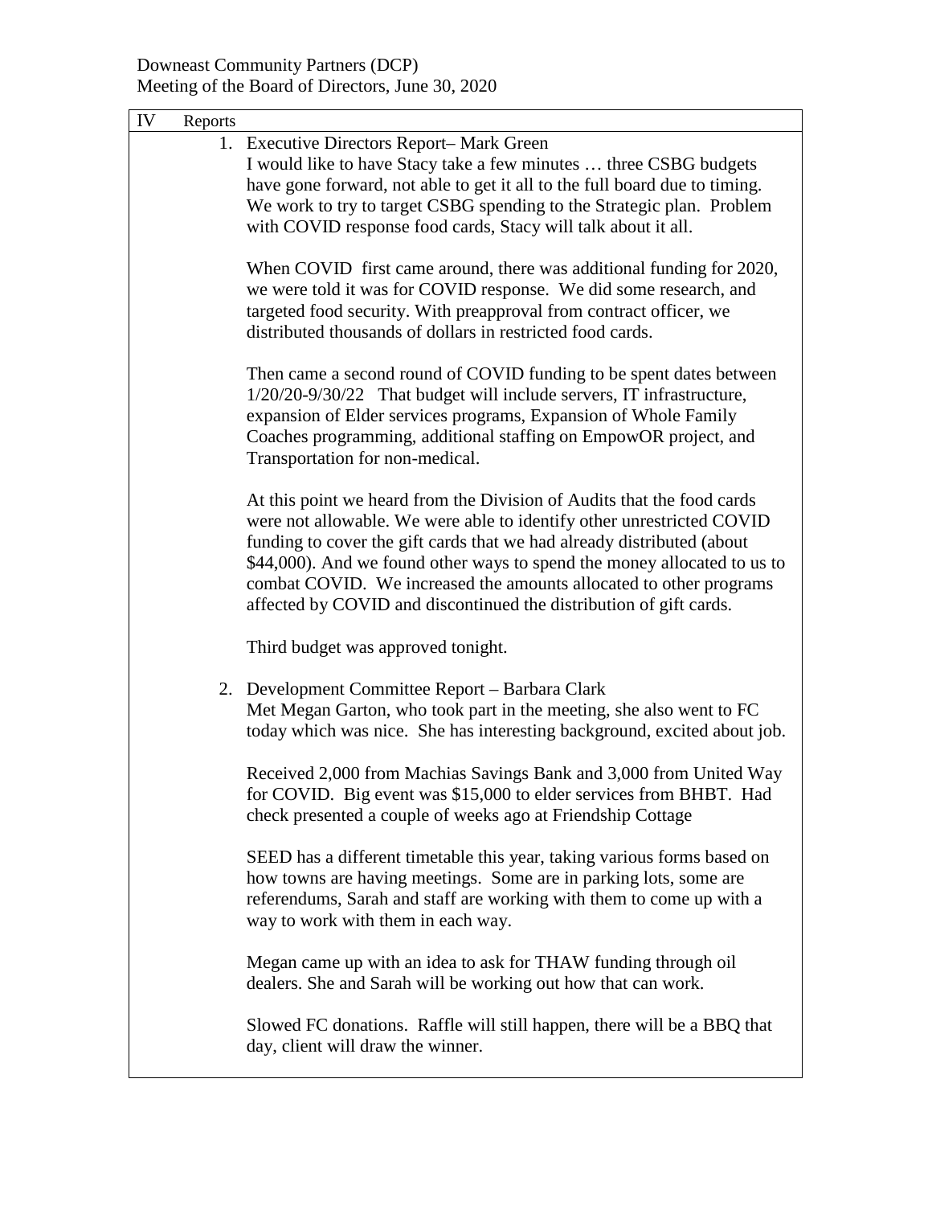Downeast Community Partners (DCP)
Meeting of the Board of Directors, June 30, 2020

| IV | Reports |
|---|---|
| | 1. Executive Directors Report– Mark Green<br>I would like to have Stacy take a few minutes … three CSBG budgets have gone forward, not able to get it all to the full board due to timing. We work to try to target CSBG spending to the Strategic plan. Problem with COVID response food cards, Stacy will talk about it all.<br><br>When COVID first came around, there was additional funding for 2020, we were told it was for COVID response. We did some research, and targeted food security. With preapproval from contract officer, we distributed thousands of dollars in restricted food cards.<br><br>Then came a second round of COVID funding to be spent dates between 1/20/20-9/30/22 That budget will include servers, IT infrastructure, expansion of Elder services programs, Expansion of Whole Family Coaches programming, additional staffing on EmpowOR project, and Transportation for non-medical.<br><br>At this point we heard from the Division of Audits that the food cards were not allowable. We were able to identify other unrestricted COVID funding to cover the gift cards that we had already distributed (about $44,000). And we found other ways to spend the money allocated to us to combat COVID. We increased the amounts allocated to other programs affected by COVID and discontinued the distribution of gift cards.<br><br>Third budget was approved tonight.<br><br>2. Development Committee Report – Barbara Clark<br>Met Megan Garton, who took part in the meeting, she also went to FC today which was nice. She has interesting background, excited about job.<br><br>Received 2,000 from Machias Savings Bank and 3,000 from United Way for COVID. Big event was $15,000 to elder services from BHBT. Had check presented a couple of weeks ago at Friendship Cottage<br><br>SEED has a different timetable this year, taking various forms based on how towns are having meetings. Some are in parking lots, some are referendums, Sarah and staff are working with them to come up with a way to work with them in each way.<br><br>Megan came up with an idea to ask for THAW funding through oil dealers. She and Sarah will be working out how that can work.<br><br>Slowed FC donations. Raffle will still happen, there will be a BBQ that day, client will draw the winner. |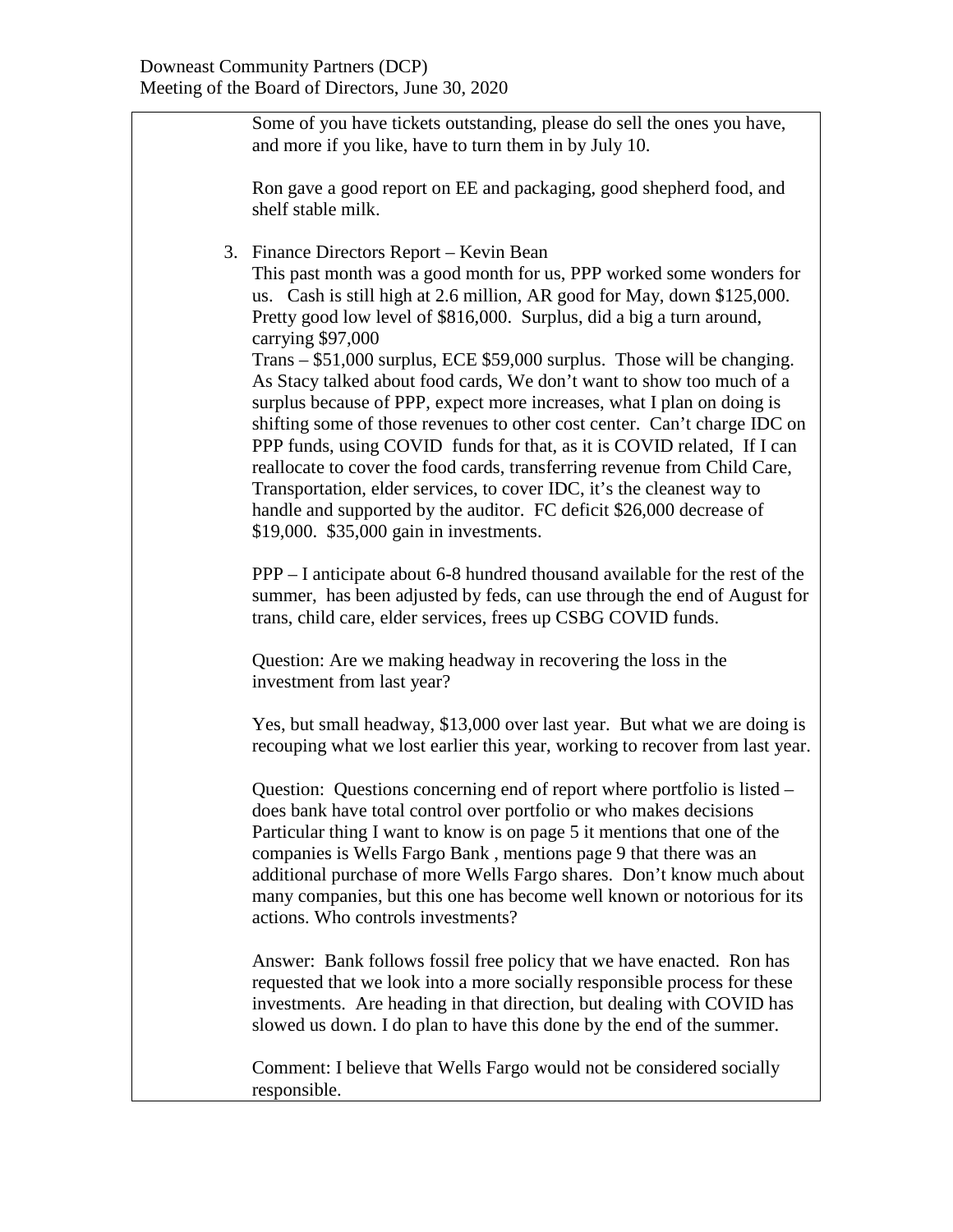Some of you have tickets outstanding, please do sell the ones you have, and more if you like, have to turn them in by July 10.

Ron gave a good report on EE and packaging, good shepherd food, and shelf stable milk.

3. Finance Directors Report – Kevin Bean

   This past month was a good month for us, PPP worked some wonders for us. Cash is still high at 2.6 million, AR good for May, down $125,000. Pretty good low level of $816,000. Surplus, did a big a turn around, carrying $97,000

   Trans – $51,000 surplus, ECE $59,000 surplus. Those will be changing. As Stacy talked about food cards, We don't want to show too much of a surplus because of PPP, expect more increases, what I plan on doing is shifting some of those revenues to other cost center. Can't charge IDC on PPP funds, using COVID funds for that, as it is COVID related, If I can reallocate to cover the food cards, transferring revenue from Child Care, Transportation, elder services, to cover IDC, it's the cleanest way to handle and supported by the auditor. FC deficit $26,000 decrease of $19,000. $35,000 gain in investments.

   PPP – I anticipate about 6-8 hundred thousand available for the rest of the summer, has been adjusted by feds, can use through the end of August for trans, child care, elder services, frees up CSBG COVID funds.

   Question: Are we making headway in recovering the loss in the investment from last year?

   Yes, but small headway, $13,000 over last year. But what we are doing is recouping what we lost earlier this year, working to recover from last year.

   Question: Questions concerning end of report where portfolio is listed – does bank have total control over portfolio or who makes decisions Particular thing I want to know is on page 5 it mentions that one of the companies is Wells Fargo Bank , mentions page 9 that there was an additional purchase of more Wells Fargo shares. Don't know much about many companies, but this one has become well known or notorious for its actions. Who controls investments?

   Answer: Bank follows fossil free policy that we have enacted. Ron has requested that we look into a more socially responsible process for these investments. Are heading in that direction, but dealing with COVID has slowed us down. I do plan to have this done by the end of the summer.

   Comment: I believe that Wells Fargo would not be considered socially responsible.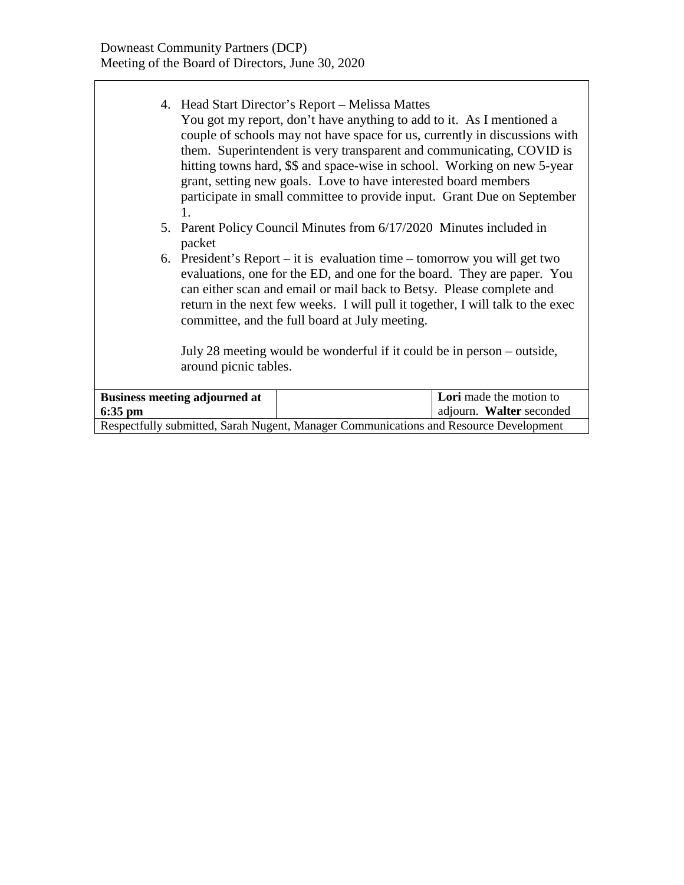Downeast Community Partners (DCP)
Meeting of the Board of Directors, June 30, 2020

4. Head Start Director's Report – Melissa Mattes
   You got my report, don't have anything to add to it. As I mentioned a couple of schools may not have space for us, currently in discussions with them. Superintendent is very transparent and communicating, COVID is hitting towns hard, $$ and space-wise in school. Working on new 5-year grant, setting new goals. Love to have interested board members participate in small committee to provide input. Grant Due on September 1.
5. Parent Policy Council Minutes from 6/17/2020 Minutes included in packet
6. President's Report – it is evaluation time – tomorrow you will get two evaluations, one for the ED, and one for the board. They are paper. You can either scan and email or mail back to Betsy. Please complete and return in the next few weeks. I will pull it together, I will talk to the exec committee, and the full board at July meeting.

   July 28 meeting would be wonderful if it could be in person – outside, around picnic tables.

| | | |
|---|---|---|
| **Business meeting adjourned at 6:35 pm** | | **Lori** made the motion to adjourn. **Walter** seconded |

Respectfully submitted, Sarah Nugent, Manager Communications and Resource Development